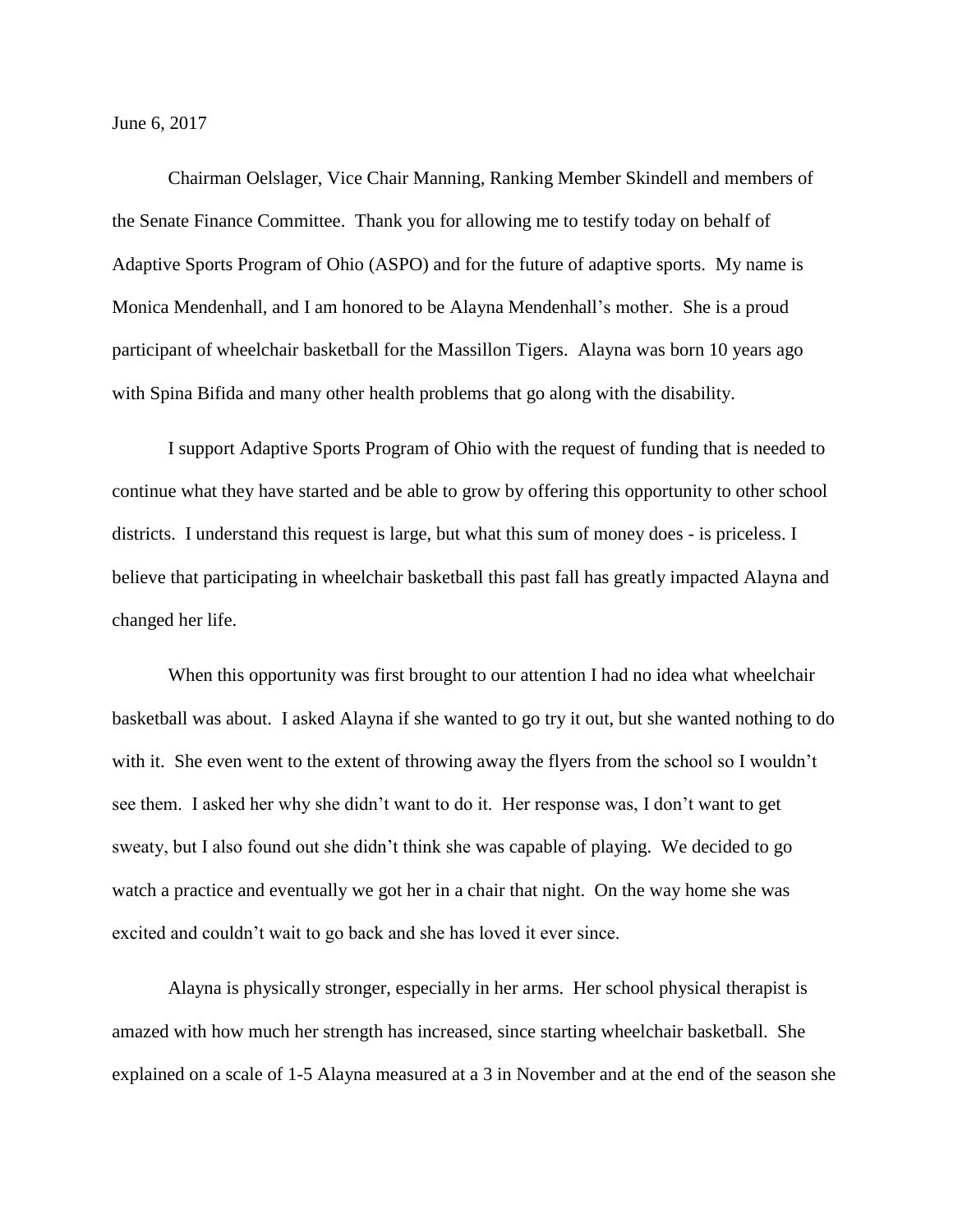June 6, 2017

Chairman Oelslager, Vice Chair Manning, Ranking Member Skindell and members of the Senate Finance Committee. Thank you for allowing me to testify today on behalf of Adaptive Sports Program of Ohio (ASPO) and for the future of adaptive sports. My name is Monica Mendenhall, and I am honored to be Alayna Mendenhall's mother. She is a proud participant of wheelchair basketball for the Massillon Tigers. Alayna was born 10 years ago with Spina Bifida and many other health problems that go along with the disability.

I support Adaptive Sports Program of Ohio with the request of funding that is needed to continue what they have started and be able to grow by offering this opportunity to other school districts. I understand this request is large, but what this sum of money does - is priceless. I believe that participating in wheelchair basketball this past fall has greatly impacted Alayna and changed her life.

When this opportunity was first brought to our attention I had no idea what wheelchair basketball was about. I asked Alayna if she wanted to go try it out, but she wanted nothing to do with it. She even went to the extent of throwing away the flyers from the school so I wouldn't see them. I asked her why she didn't want to do it. Her response was, I don't want to get sweaty, but I also found out she didn't think she was capable of playing. We decided to go watch a practice and eventually we got her in a chair that night. On the way home she was excited and couldn't wait to go back and she has loved it ever since.

Alayna is physically stronger, especially in her arms. Her school physical therapist is amazed with how much her strength has increased, since starting wheelchair basketball. She explained on a scale of 1-5 Alayna measured at a 3 in November and at the end of the season she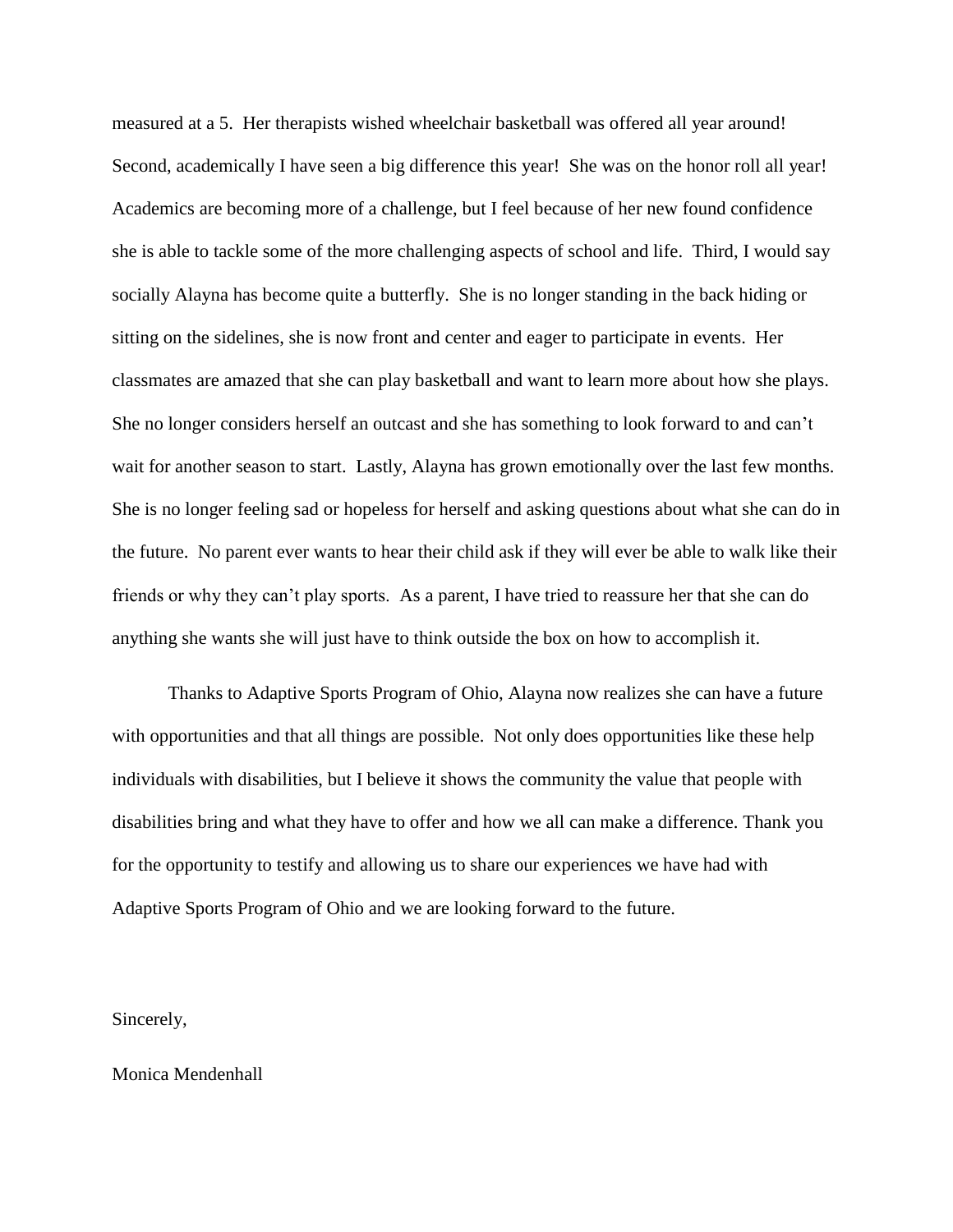measured at a 5. Her therapists wished wheelchair basketball was offered all year around! Second, academically I have seen a big difference this year! She was on the honor roll all year! Academics are becoming more of a challenge, but I feel because of her new found confidence she is able to tackle some of the more challenging aspects of school and life. Third, I would say socially Alayna has become quite a butterfly. She is no longer standing in the back hiding or sitting on the sidelines, she is now front and center and eager to participate in events. Her classmates are amazed that she can play basketball and want to learn more about how she plays. She no longer considers herself an outcast and she has something to look forward to and can't wait for another season to start. Lastly, Alayna has grown emotionally over the last few months. She is no longer feeling sad or hopeless for herself and asking questions about what she can do in the future. No parent ever wants to hear their child ask if they will ever be able to walk like their friends or why they can't play sports. As a parent, I have tried to reassure her that she can do anything she wants she will just have to think outside the box on how to accomplish it.

Thanks to Adaptive Sports Program of Ohio, Alayna now realizes she can have a future with opportunities and that all things are possible. Not only does opportunities like these help individuals with disabilities, but I believe it shows the community the value that people with disabilities bring and what they have to offer and how we all can make a difference. Thank you for the opportunity to testify and allowing us to share our experiences we have had with Adaptive Sports Program of Ohio and we are looking forward to the future.

Sincerely,

Monica Mendenhall